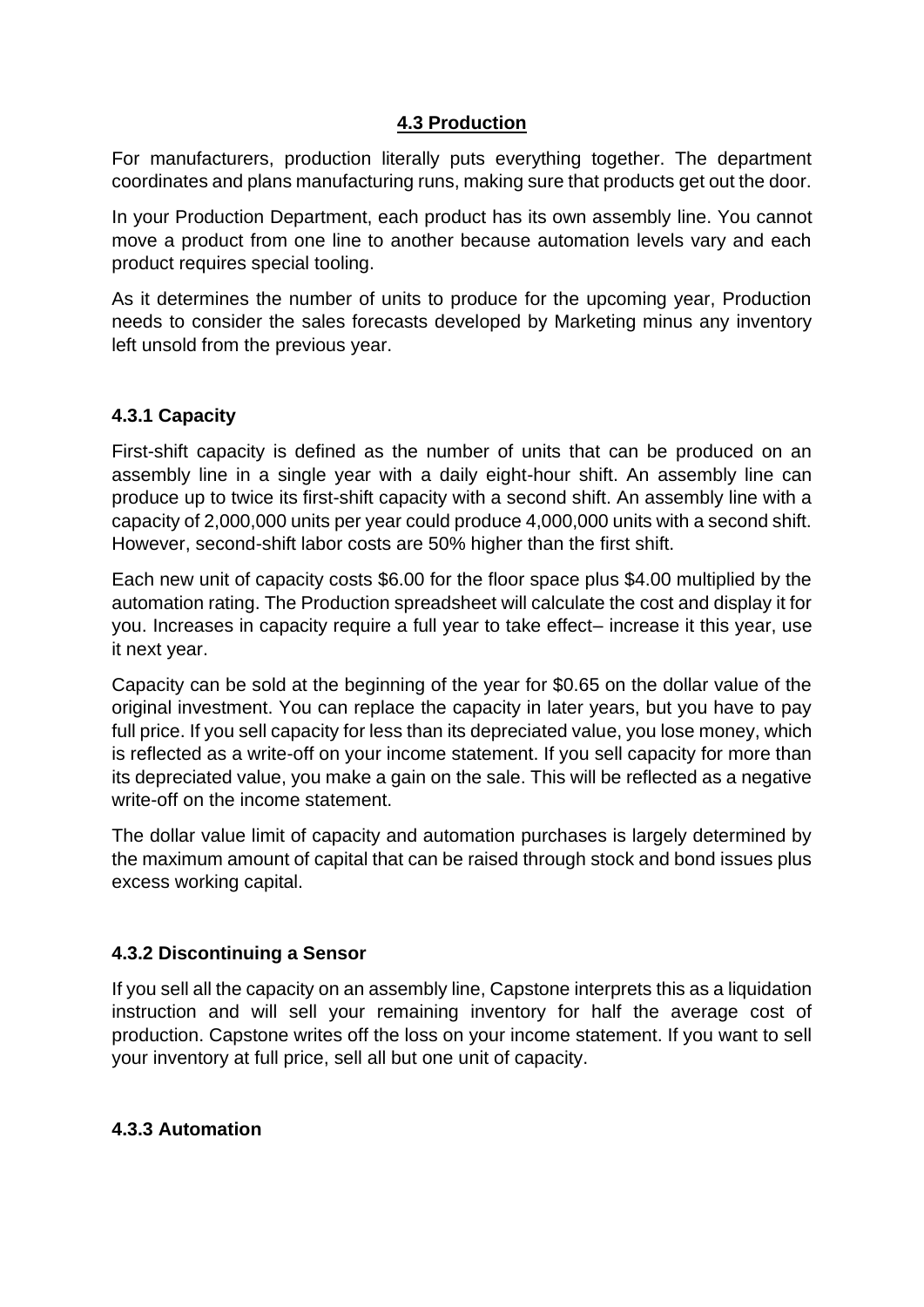## 4.3 Production

For manufacturers, production literally puts everything together. The department coordinates and plans manufacturing runs, making sure that products get out the door.

In your Production Department, each product has its own assembly line. You cannot move a product from one line to another because automation levels vary and each product requires special tooling.

As it determines the number of units to produce for the upcoming year, Production needs to consider the sales forecasts developed by Marketing minus any inventory left unsold from the previous year.

### 4.3.1 Capacity

First-shift capacity is defined as the number of units that can be produced on an assembly line in a single year with a daily eight-hour shift. An assembly line can produce up to twice its first-shift capacity with a second shift. An assembly line with a capacity of 2,000,000 units per year could produce 4,000,000 units with a second shift. However, second-shift labor costs are 50% higher than the first shift.

Each new unit of capacity costs $6.00 for the floor space plus $4.00 multiplied by the automation rating. The Production spreadsheet will calculate the cost and display it for you. Increases in capacity require a full year to take effect– increase it this year, use it next year.

Capacity can be sold at the beginning of the year for $0.65 on the dollar value of the original investment. You can replace the capacity in later years, but you have to pay full price. If you sell capacity for less than its depreciated value, you lose money, which is reflected as a write-off on your income statement. If you sell capacity for more than its depreciated value, you make a gain on the sale. This will be reflected as a negative write-off on the income statement.

The dollar value limit of capacity and automation purchases is largely determined by the maximum amount of capital that can be raised through stock and bond issues plus excess working capital.

### 4.3.2 Discontinuing a Sensor

If you sell all the capacity on an assembly line, Capstone interprets this as a liquidation instruction and will sell your remaining inventory for half the average cost of production. Capstone writes off the loss on your income statement. If you want to sell your inventory at full price, sell all but one unit of capacity.

### 4.3.3 Automation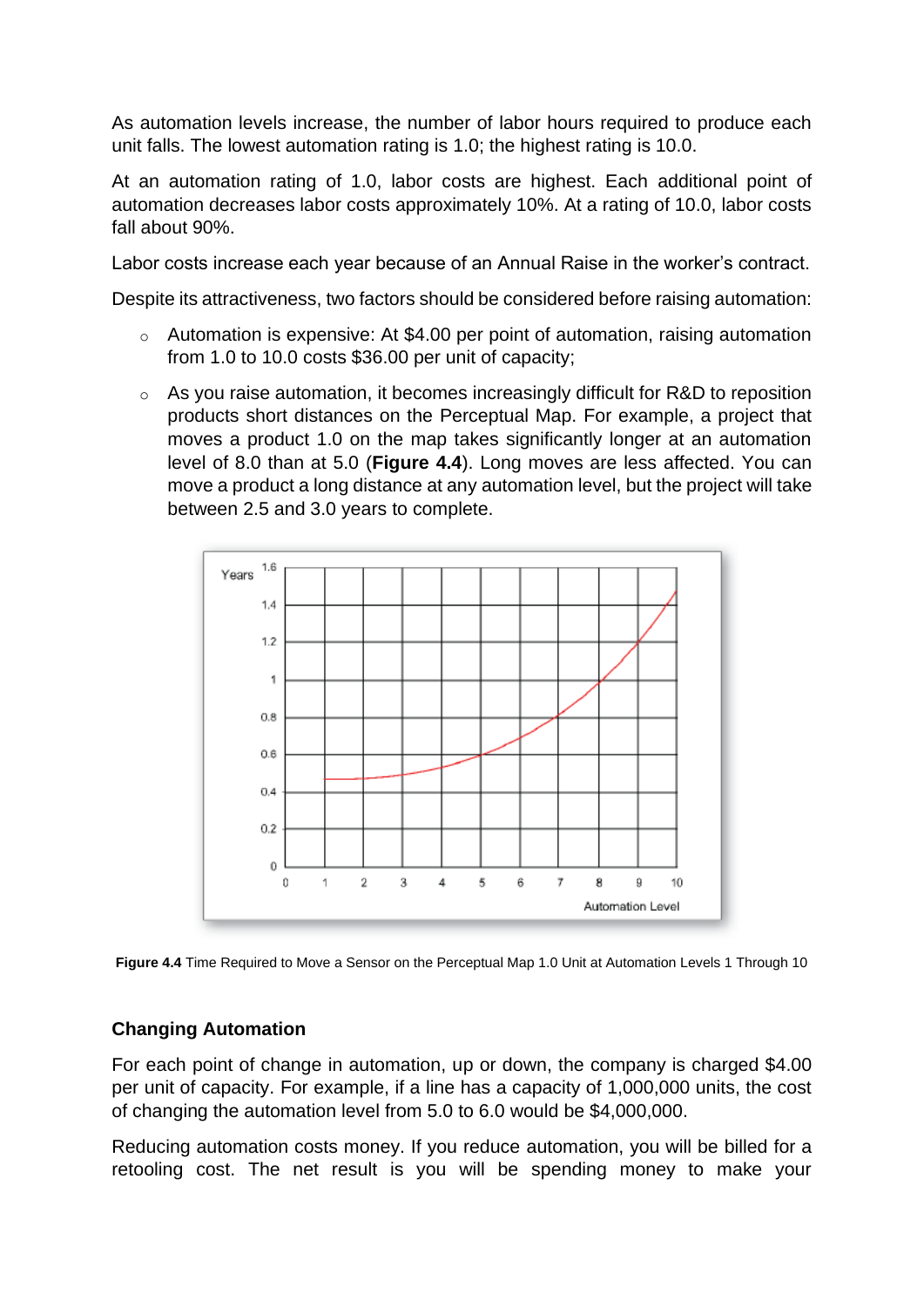As automation levels increase, the number of labor hours required to produce each unit falls. The lowest automation rating is 1.0; the highest rating is 10.0.

At an automation rating of 1.0, labor costs are highest. Each additional point of automation decreases labor costs approximately 10%. At a rating of 10.0, labor costs fall about 90%.

Labor costs increase each year because of an Annual Raise in the worker's contract.

Despite its attractiveness, two factors should be considered before raising automation:

- Automation is expensive: At $4.00 per point of automation, raising automation from 1.0 to 10.0 costs $36.00 per unit of capacity;
- As you raise automation, it becomes increasingly difficult for R&D to reposition products short distances on the Perceptual Map. For example, a project that moves a product 1.0 on the map takes significantly longer at an automation level of 8.0 than at 5.0 (**Figure 4.4**). Long moves are less affected. You can move a product a long distance at any automation level, but the project will take between 2.5 and 3.0 years to complete.

**Figure 4.4** Time Required to Move a Sensor on the Perceptual Map 1.0 Unit at Automation Levels 1 Through 10

### Changing Automation

For each point of change in automation, up or down, the company is charged $4.00 per unit of capacity. For example, if a line has a capacity of 1,000,000 units, the cost of changing the automation level from 5.0 to 6.0 would be $4,000,000.

Reducing automation costs money. If you reduce automation, you will be billed for a retooling cost. The net result is you will be spending money to make your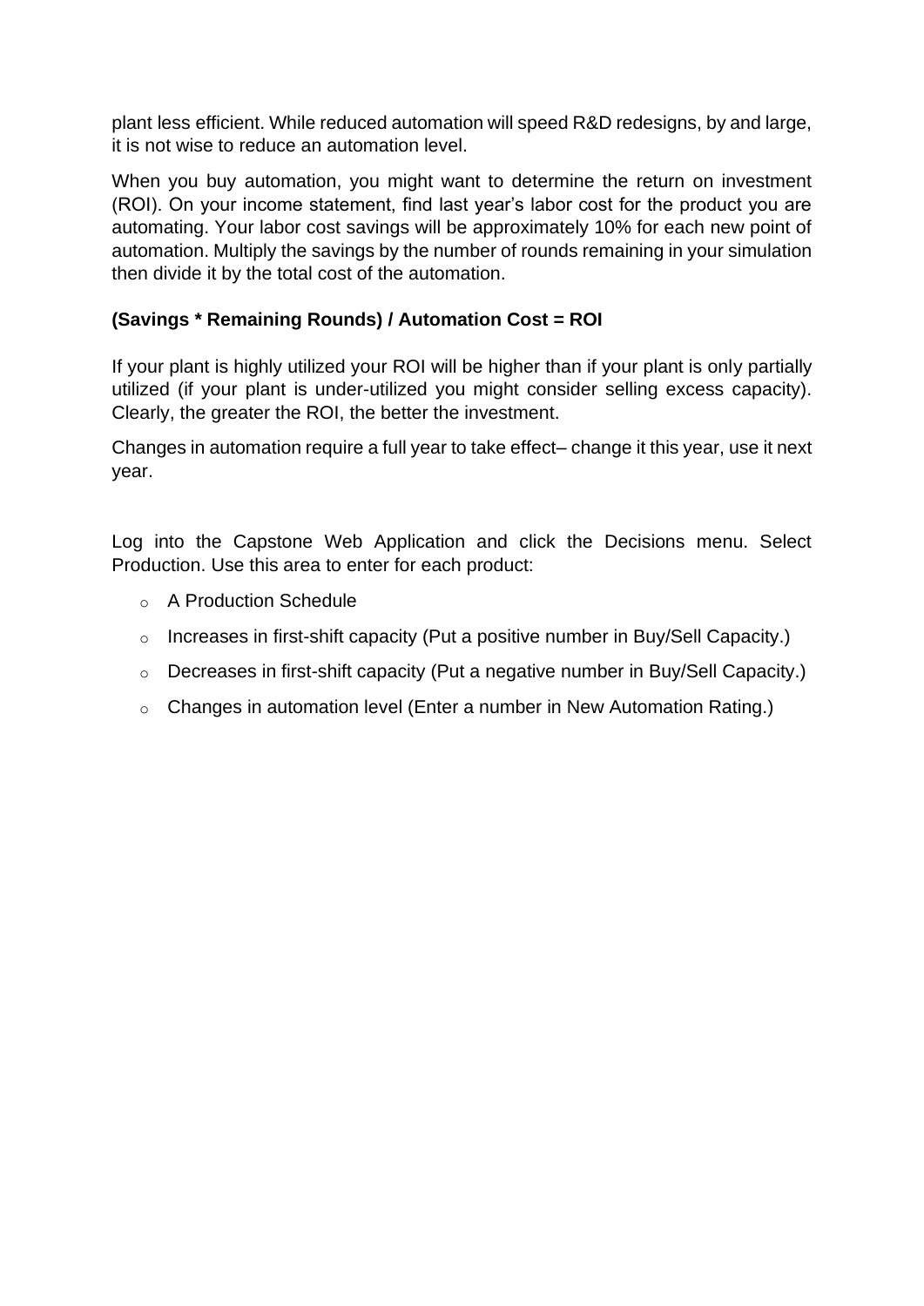plant less efficient. While reduced automation will speed R&D redesigns, by and large, it is not wise to reduce an automation level.

When you buy automation, you might want to determine the return on investment (ROI). On your income statement, find last year's labor cost for the product you are automating. Your labor cost savings will be approximately 10% for each new point of automation. Multiply the savings by the number of rounds remaining in your simulation then divide it by the total cost of the automation.

**(Savings * Remaining Rounds) / Automation Cost = ROI**

If your plant is highly utilized your ROI will be higher than if your plant is only partially utilized (if your plant is under-utilized you might consider selling excess capacity). Clearly, the greater the ROI, the better the investment.

Changes in automation require a full year to take effect– change it this year, use it next year.

Log into the Capstone Web Application and click the Decisions menu. Select Production. Use this area to enter for each product:

- A Production Schedule
- Increases in first-shift capacity (Put a positive number in Buy/Sell Capacity.)
- Decreases in first-shift capacity (Put a negative number in Buy/Sell Capacity.)
- Changes in automation level (Enter a number in New Automation Rating.)